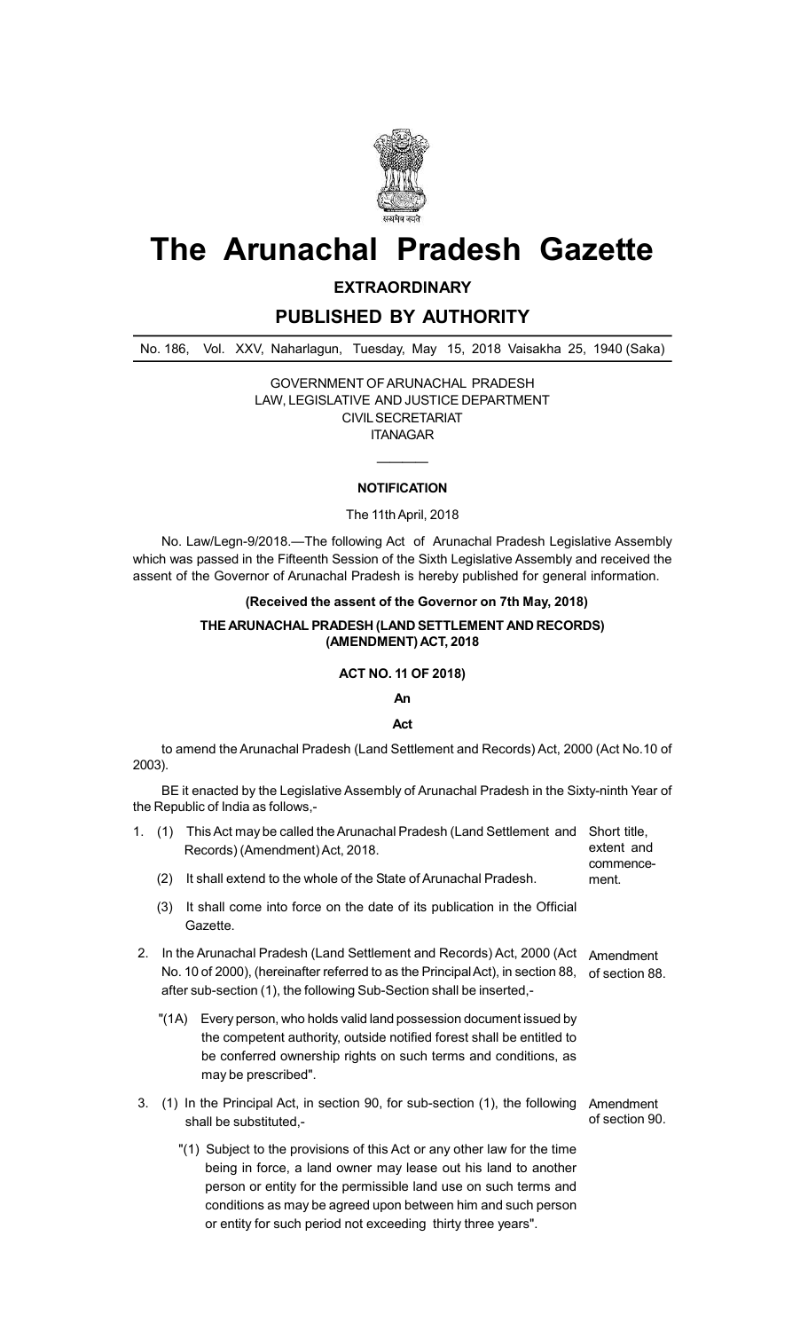# The Arunachal Pradesh Gazette

**EXTRAORDINARY**

**PUBLISHED BY AUTHORITY**

No. 186, Vol. XXV, Naharlagun, Tuesday, May 15, 2018 Vaisakha 25, 1940 (Saka)

GOVERNMENT OF ARUNACHAL PRADESH
LAW, LEGISLATIVE AND JUSTICE DEPARTMENT
CIVIL SECRETARIAT
ITANAGAR

**NOTIFICATION**

The 11th April, 2018

No. Law/Legn-9/2018.—The following Act of Arunachal Pradesh Legislative Assembly which was passed in the Fifteenth Session of the Sixth Legislative Assembly and received the assent of the Governor of Arunachal Pradesh is hereby published for general information.

**(Received the assent of the Governor on 7th May, 2018)**

**THE ARUNACHAL PRADESH (LAND SETTLEMENT AND RECORDS) (AMENDMENT) ACT, 2018**

**ACT NO. 11 OF 2018)**

**An**

**Act**

to amend the Arunachal Pradesh (Land Settlement and Records) Act, 2000 (Act No.10 of 2003).

BE it enacted by the Legislative Assembly of Arunachal Pradesh in the Sixty-ninth Year of the Republic of India as follows,-

1. *Short title, extent and commencement.*
   (1) This Act may be called the Arunachal Pradesh (Land Settlement and Records) (Amendment) Act, 2018.
   (2) It shall extend to the whole of the State of Arunachal Pradesh.
   (3) It shall come into force on the date of its publication in the Official Gazette.

2. *Amendment of section 88.* In the Arunachal Pradesh (Land Settlement and Records) Act, 2000 (Act No. 10 of 2000), (hereinafter referred to as the Principal Act), in section 88, after sub-section (1), the following Sub-Section shall be inserted,-

   "(1A) Every person, who holds valid land possession document issued by the competent authority, outside notified forest shall be entitled to be conferred ownership rights on such terms and conditions, as may be prescribed".

3. *Amendment of section 90.* (1) In the Principal Act, in section 90, for sub-section (1), the following shall be substituted,-

   "(1) Subject to the provisions of this Act or any other law for the time being in force, a land owner may lease out his land to another person or entity for the permissible land use on such terms and conditions as may be agreed upon between him and such person or entity for such period not exceeding thirty three years".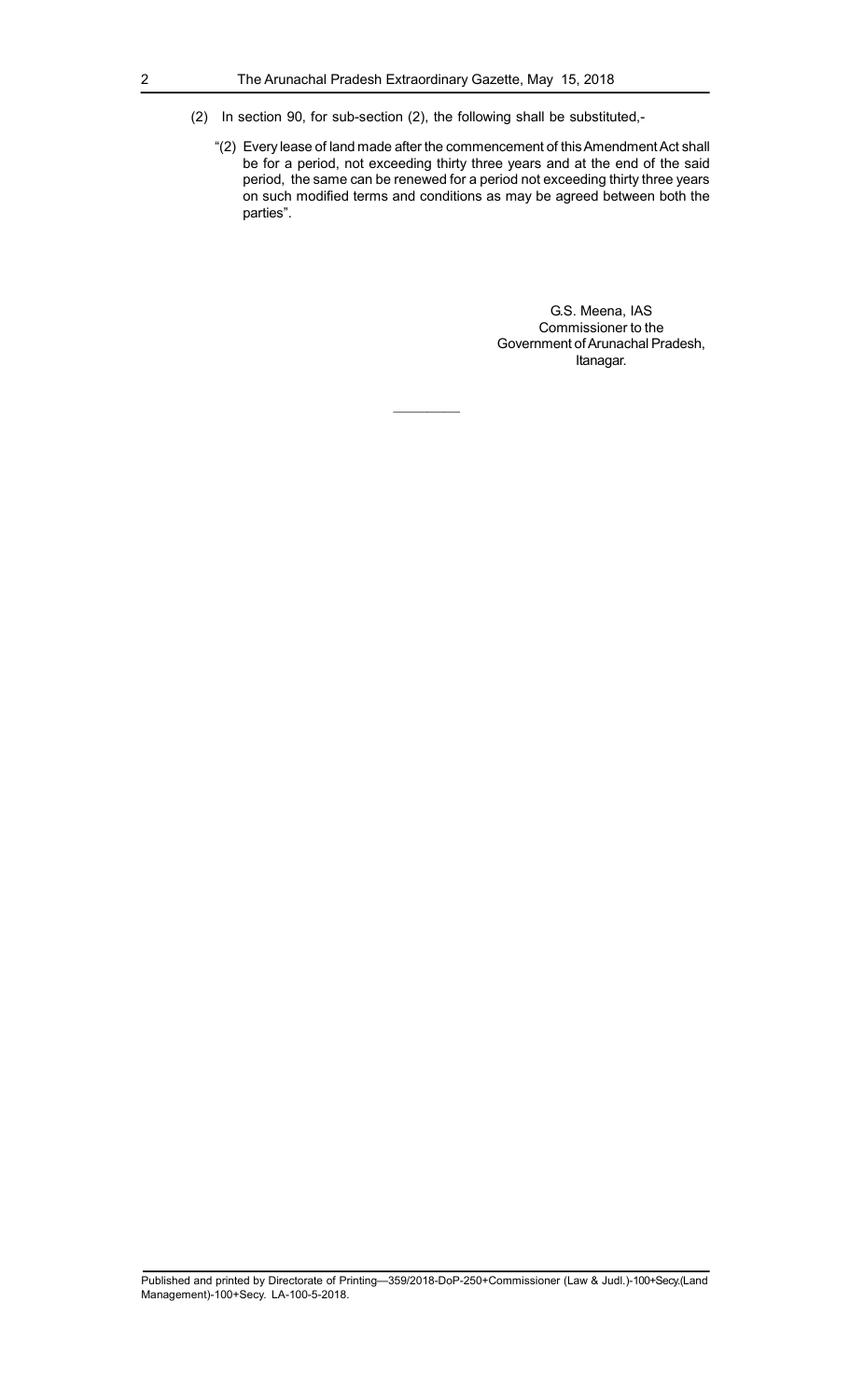(2) In section 90, for sub-section (2), the following shall be substituted,-

"(2) Every lease of land made after the commencement of this Amendment Act shall be for a period, not exceeding thirty three years and at the end of the said period, the same can be renewed for a period not exceeding thirty three years on such modified terms and conditions as may be agreed between both the parties".

G.S. Meena, IAS
Commissioner to the
Government of Arunachal Pradesh,
Itanagar.

---

Published and printed by Directorate of Printing—359/2018-DoP-250+Commissioner (Law & Judl.)-100+Secy.(Land Management)-100+Secy. LA-100-5-2018.